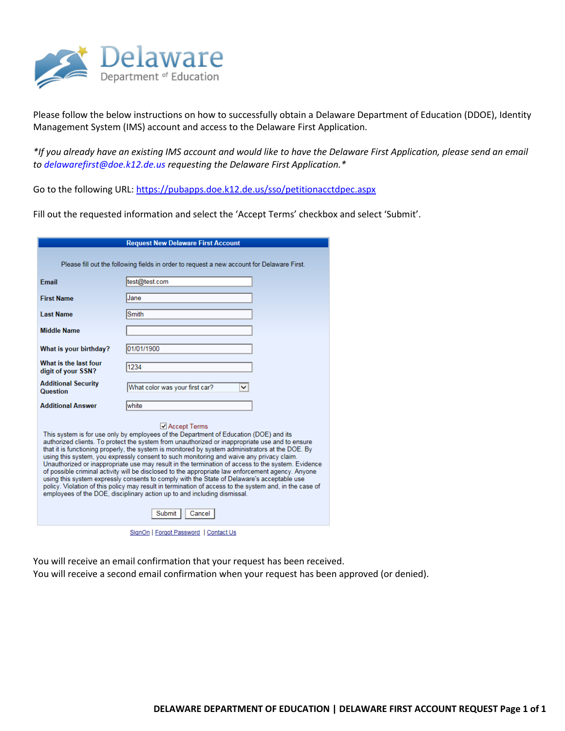Delaware Department of Education

Please follow the below instructions on how to successfully obtain a Delaware Department of Education (DDOE), Identity Management System (IMS) account and access to the Delaware First Application.

*\*If you already have an existing IMS account and would like to have the Delaware First Application, please send an email to delawarefirst@doe.k12.de.us requesting the Delaware First Application.\**

Go to the following URL: https://pubapps.doe.k12.de.us/sso/petitionacctdpec.aspx

Fill out the requested information and select the 'Accept Terms' checkbox and select 'Submit'.

**Request New Delaware First Account**

Please fill out the following fields in order to request a new account for Delaware First.

| | |
|---|---|
| **Email** | test@test.com |
| **First Name** | Jane |
| **Last Name** | Smith |
| **Middle Name** | |
| **What is your birthday?** | 01/01/1900 |
| **What is the last four digit of your SSN?** | 1234 |
| **Additional Security Question** | What color was your first car? |
| **Additional Answer** | white |

☑ Accept Terms

This system is for use only by employees of the Department of Education (DOE) and its authorized clients. To protect the system from unauthorized or inappropriate use and to ensure that it is functioning properly, the system is monitored by system administrators at the DOE. By using this system, you expressly consent to such monitoring and waive any privacy claim. Unauthorized or inappropriate use may result in the termination of access to the system. Evidence of possible criminal activity will be disclosed to the appropriate law enforcement agency. Anyone using this system expressly consents to comply with the State of Delaware's acceptable use policy. Violation of this policy may result in termination of access to the system and, in the case of employees of the DOE, disciplinary action up to and including dismissal.

Submit | Cancel

SignOn | Forgot Password | Contact Us

You will receive an email confirmation that your request has been received.
You will receive a second email confirmation when your request has been approved (or denied).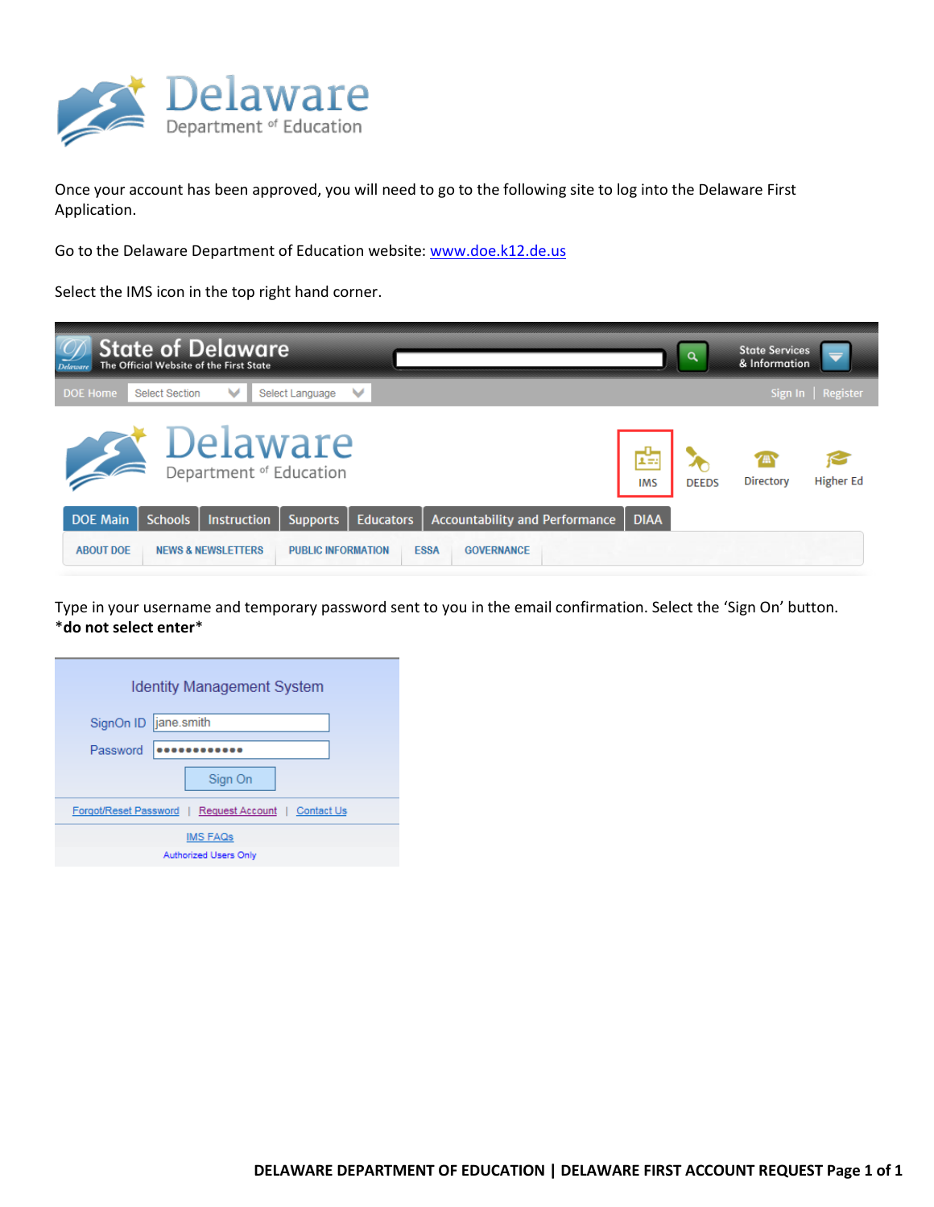Once your account has been approved, you will need to go to the following site to log into the Delaware First Application.

Go to the Delaware Department of Education website: [www.doe.k12.de.us](http://www.doe.k12.de.us)

Select the IMS icon in the top right hand corner.

Type in your username and temporary password sent to you in the email confirmation. Select the 'Sign On' button. *__do not select enter__*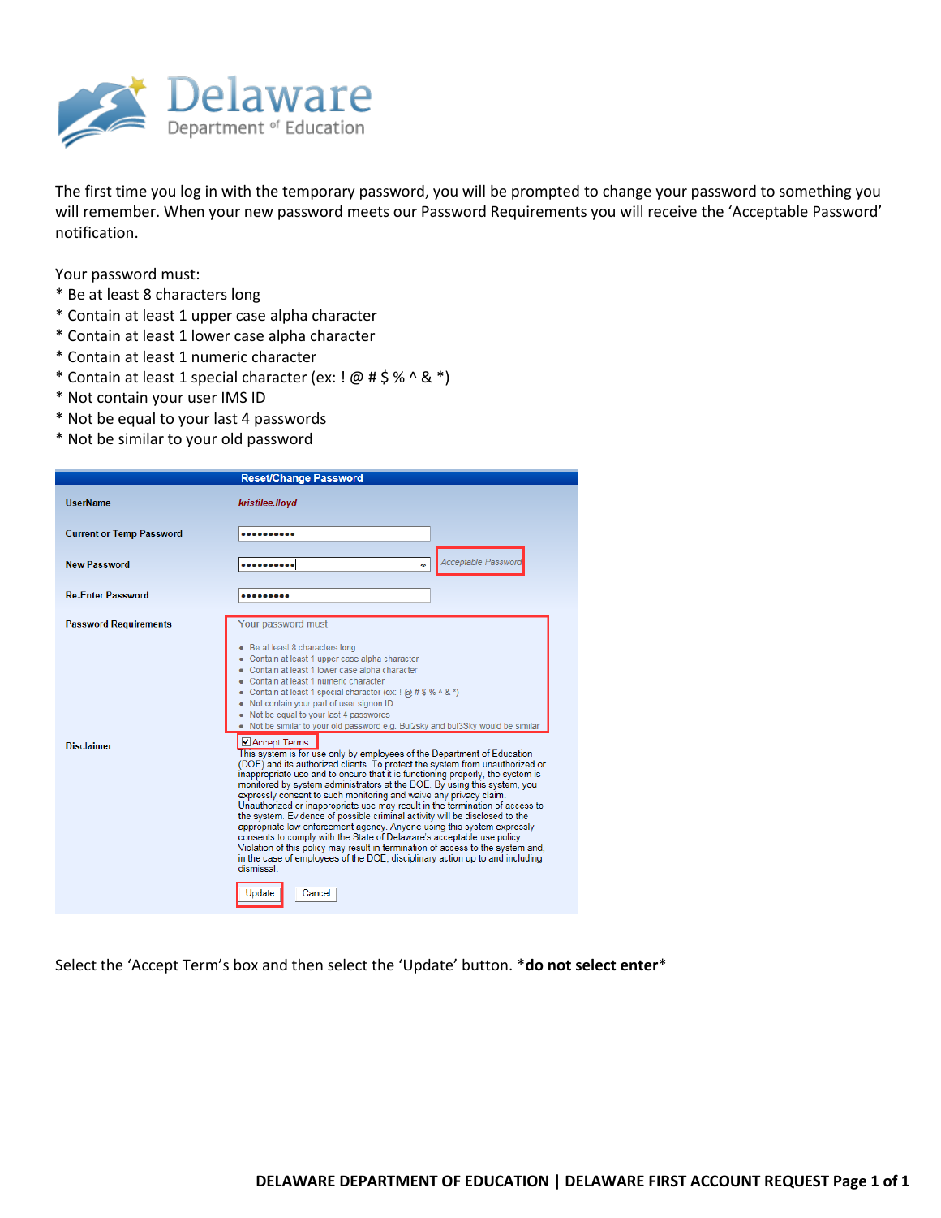The first time you log in with the temporary password, you will be prompted to change your password to something you will remember. When your new password meets our Password Requirements you will receive the 'Acceptable Password' notification.

Your password must:
* Be at least 8 characters long
* Contain at least 1 upper case alpha character
* Contain at least 1 lower case alpha character
* Contain at least 1 numeric character
* Contain at least 1 special character (ex: ! @ # $ % ^ & *)
* Not contain your user IMS ID
* Not be equal to your last 4 passwords
* Not be similar to your old password

**Reset/Change Password**

| | |
|---|---|
| UserName | kristilee.lloyd |
| Current or Temp Password | •••••••••• |
| New Password | •••••••••• Acceptable Password |
| Re-Enter Password | ••••••••• |
| Password Requirements | Your password must<br>• Be at least 8 characters long<br>• Contain at least 1 upper case alpha character<br>• Contain at least 1 lower case alpha character<br>• Contain at least 1 numeric character<br>• Contain at least 1 special character (ex: ! @ # $ % ^ & *)<br>• Not contain your part of user signon ID<br>• Not be equal to your last 4 passwords<br>• Not be similar to your old password e.g. Bul2sky and bul3Sky would be similar |
| Disclaimer | ☑ Accept Terms<br>This system is for use only by employees of the Department of Education (DOE) and its authorized clients. To protect the system from unauthorized or inappropriate use and to ensure that it is functioning properly, the system is monitored by system administrators at the DOE. By using this system, you expressly consent to such monitoring and waive any privacy claim. Unauthorized or inappropriate use may result in the termination of access to the system. Evidence of possible criminal activity will be disclosed to the appropriate law enforcement agency. Anyone using this system expressly consents to comply with the State of Delaware's acceptable use policy. Violation of this policy may result in termination of access to the system and, in the case of employees of the DOE, disciplinary action up to and including dismissal. |
| | Update   Cancel |

Select the 'Accept Term's box and then select the 'Update' button. ***do not select enter***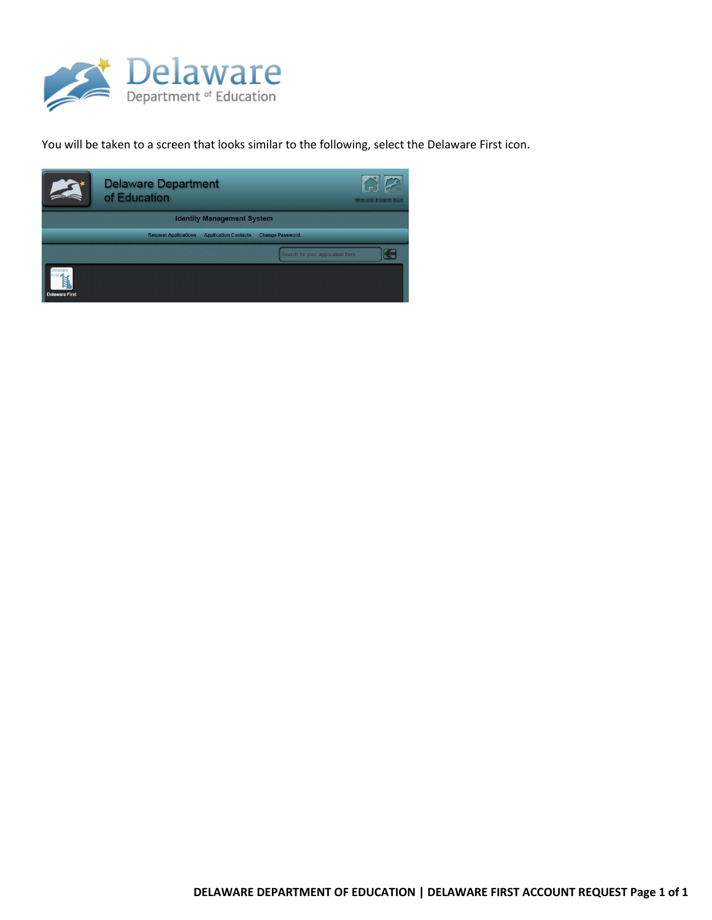You will be taken to a screen that looks similar to the following, select the Delaware First icon.